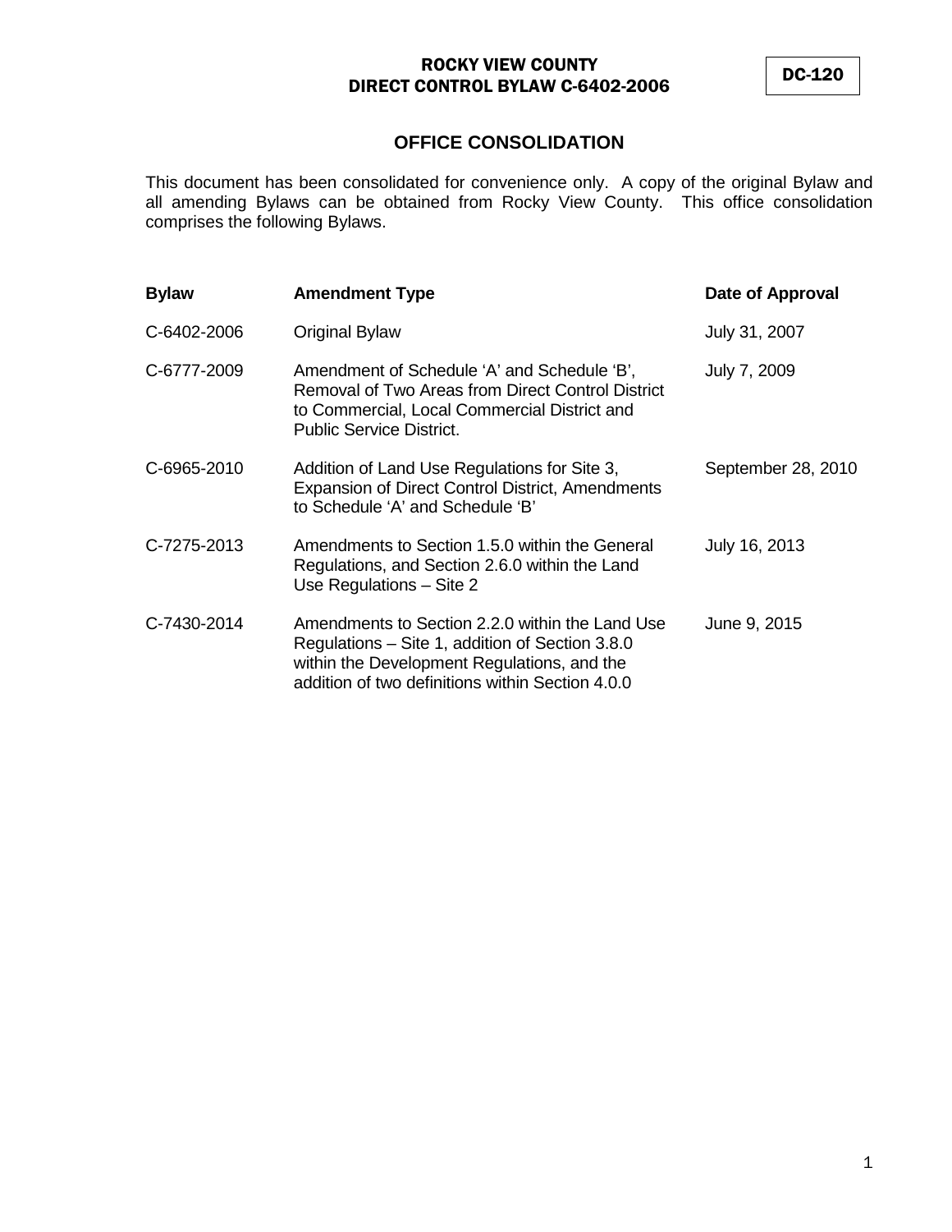# ROCKY VIEW COUNTY
# DIRECT CONTROL BYLAW C-6402-2006

DC-120

## OFFICE CONSOLIDATION

This document has been consolidated for convenience only. A copy of the original Bylaw and all amending Bylaws can be obtained from Rocky View County. This office consolidation comprises the following Bylaws.

| Bylaw | Amendment Type | Date of Approval |
| --- | --- | --- |
| C-6402-2006 | Original Bylaw | July 31, 2007 |
| C-6777-2009 | Amendment of Schedule 'A' and Schedule 'B', Removal of Two Areas from Direct Control District to Commercial, Local Commercial District and Public Service District. | July 7, 2009 |
| C-6965-2010 | Addition of Land Use Regulations for Site 3, Expansion of Direct Control District, Amendments to Schedule 'A' and Schedule 'B' | September 28, 2010 |
| C-7275-2013 | Amendments to Section 1.5.0 within the General Regulations, and Section 2.6.0 within the Land Use Regulations – Site 2 | July 16, 2013 |
| C-7430-2014 | Amendments to Section 2.2.0 within the Land Use Regulations – Site 1, addition of Section 3.8.0 within the Development Regulations, and the addition of two definitions within Section 4.0.0 | June 9, 2015 |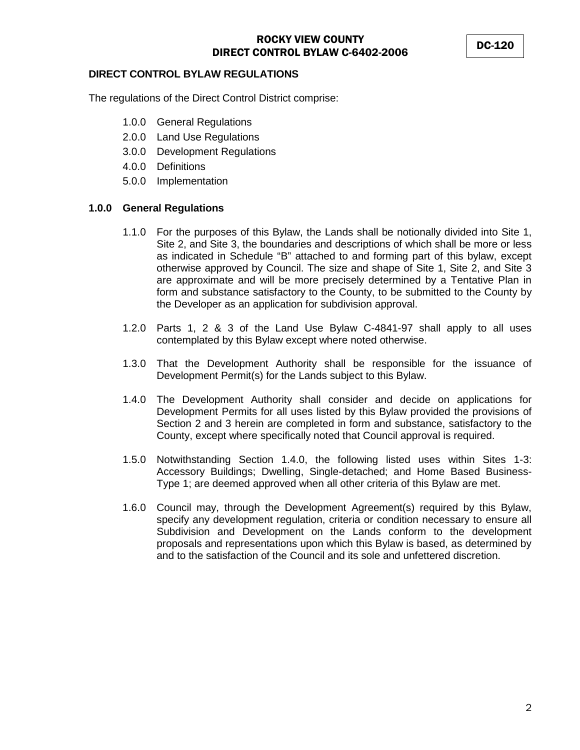## DIRECT CONTROL BYLAW REGULATIONS

The regulations of the Direct Control District comprise:

- 1.0.0 General Regulations
- 2.0.0 Land Use Regulations
- 3.0.0 Development Regulations
- 4.0.0 Definitions
- 5.0.0 Implementation

### 1.0.0 General Regulations

1.1.0 For the purposes of this Bylaw, the Lands shall be notionally divided into Site 1, Site 2, and Site 3, the boundaries and descriptions of which shall be more or less as indicated in Schedule "B" attached to and forming part of this bylaw, except otherwise approved by Council. The size and shape of Site 1, Site 2, and Site 3 are approximate and will be more precisely determined by a Tentative Plan in form and substance satisfactory to the County, to be submitted to the County by the Developer as an application for subdivision approval.

1.2.0 Parts 1, 2 & 3 of the Land Use Bylaw C-4841-97 shall apply to all uses contemplated by this Bylaw except where noted otherwise.

1.3.0 That the Development Authority shall be responsible for the issuance of Development Permit(s) for the Lands subject to this Bylaw.

1.4.0 The Development Authority shall consider and decide on applications for Development Permits for all uses listed by this Bylaw provided the provisions of Section 2 and 3 herein are completed in form and substance, satisfactory to the County, except where specifically noted that Council approval is required.

1.5.0 Notwithstanding Section 1.4.0, the following listed uses within Sites 1-3: Accessory Buildings; Dwelling, Single-detached; and Home Based Business-Type 1; are deemed approved when all other criteria of this Bylaw are met.

1.6.0 Council may, through the Development Agreement(s) required by this Bylaw, specify any development regulation, criteria or condition necessary to ensure all Subdivision and Development on the Lands conform to the development proposals and representations upon which this Bylaw is based, as determined by and to the satisfaction of the Council and its sole and unfettered discretion.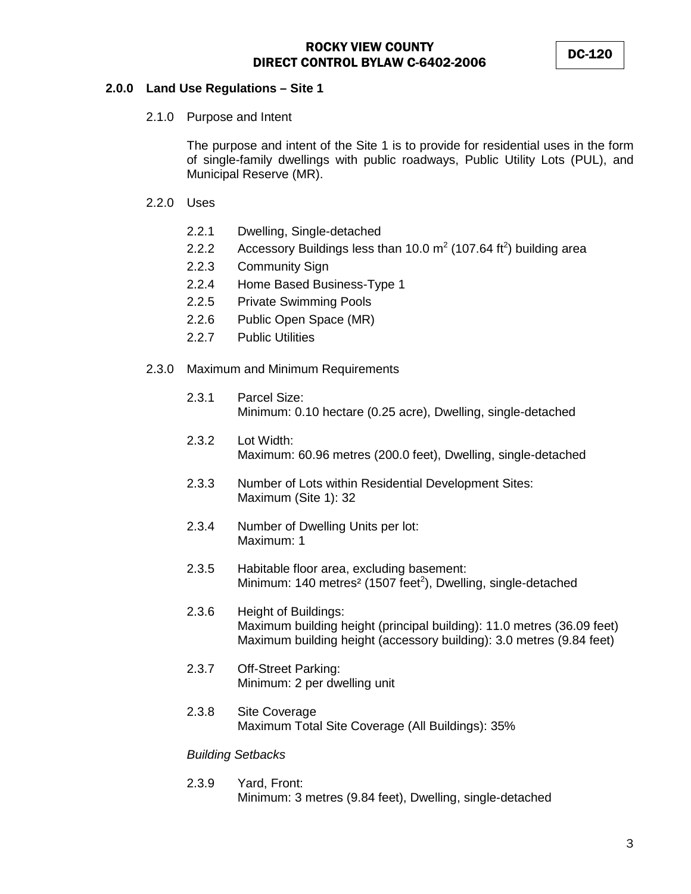## 2.0.0 Land Use Regulations – Site 1

### 2.1.0 Purpose and Intent

The purpose and intent of the Site 1 is to provide for residential uses in the form of single-family dwellings with public roadways, Public Utility Lots (PUL), and Municipal Reserve (MR).

### 2.2.0 Uses

- 2.2.1 Dwelling, Single-detached
- 2.2.2 Accessory Buildings less than 10.0 $m^2$ (107.64 $ft^2$) building area
- 2.2.3 Community Sign
- 2.2.4 Home Based Business-Type 1
- 2.2.5 Private Swimming Pools
- 2.2.6 Public Open Space (MR)
- 2.2.7 Public Utilities

### 2.3.0 Maximum and Minimum Requirements

2.3.1 Parcel Size:
Minimum: 0.10 hectare (0.25 acre), Dwelling, single-detached

2.3.2 Lot Width:
Maximum: 60.96 metres (200.0 feet), Dwelling, single-detached

2.3.3 Number of Lots within Residential Development Sites:
Maximum (Site 1): 32

2.3.4 Number of Dwelling Units per lot:
Maximum: 1

2.3.5 Habitable floor area, excluding basement:
Minimum: 140 $metres^2$ (1507 $feet^2$), Dwelling, single-detached

2.3.6 Height of Buildings:
Maximum building height (principal building): 11.0 metres (36.09 feet)
Maximum building height (accessory building): 3.0 metres (9.84 feet)

2.3.7 Off-Street Parking:
Minimum: 2 per dwelling unit

2.3.8 Site Coverage
Maximum Total Site Coverage (All Buildings): 35%

*Building Setbacks*

2.3.9 Yard, Front:
Minimum: 3 metres (9.84 feet), Dwelling, single-detached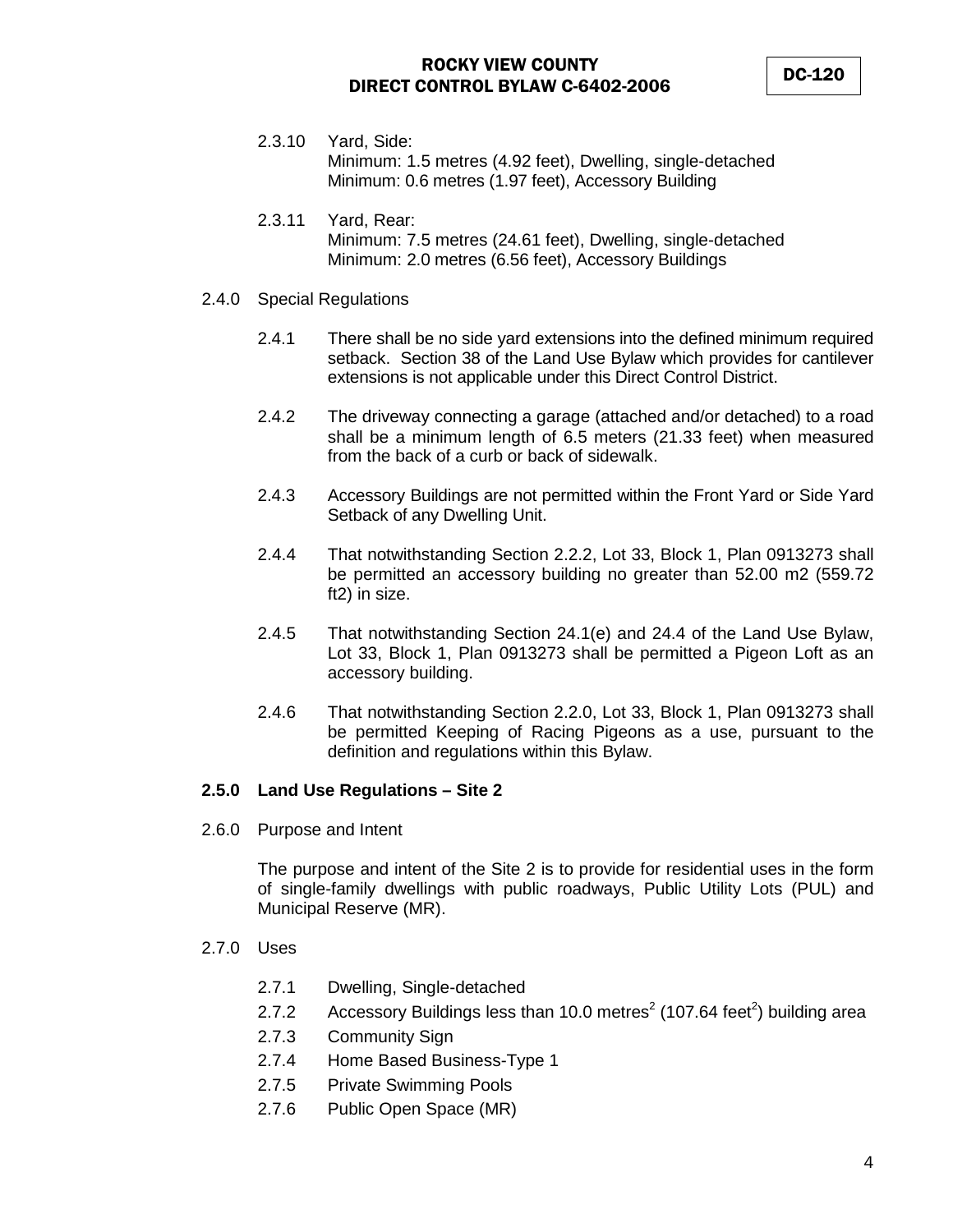2.3.10 Yard, Side:
Minimum: 1.5 metres (4.92 feet), Dwelling, single-detached
Minimum: 0.6 metres (1.97 feet), Accessory Building

2.3.11 Yard, Rear:
Minimum: 7.5 metres (24.61 feet), Dwelling, single-detached
Minimum: 2.0 metres (6.56 feet), Accessory Buildings

2.4.0 Special Regulations

2.4.1 There shall be no side yard extensions into the defined minimum required setback. Section 38 of the Land Use Bylaw which provides for cantilever extensions is not applicable under this Direct Control District.

2.4.2 The driveway connecting a garage (attached and/or detached) to a road shall be a minimum length of 6.5 meters (21.33 feet) when measured from the back of a curb or back of sidewalk.

2.4.3 Accessory Buildings are not permitted within the Front Yard or Side Yard Setback of any Dwelling Unit.

2.4.4 That notwithstanding Section 2.2.2, Lot 33, Block 1, Plan 0913273 shall be permitted an accessory building no greater than 52.00 m2 (559.72 ft2) in size.

2.4.5 That notwithstanding Section 24.1(e) and 24.4 of the Land Use Bylaw, Lot 33, Block 1, Plan 0913273 shall be permitted a Pigeon Loft as an accessory building.

2.4.6 That notwithstanding Section 2.2.0, Lot 33, Block 1, Plan 0913273 shall be permitted Keeping of Racing Pigeons as a use, pursuant to the definition and regulations within this Bylaw.

**2.5.0 Land Use Regulations – Site 2**

2.6.0 Purpose and Intent

The purpose and intent of the Site 2 is to provide for residential uses in the form of single-family dwellings with public roadways, Public Utility Lots (PUL) and Municipal Reserve (MR).

2.7.0 Uses

2.7.1 Dwelling, Single-detached
2.7.2 Accessory Buildings less than 10.0 metres$^2$ (107.64 feet$^2$) building area
2.7.3 Community Sign
2.7.4 Home Based Business-Type 1
2.7.5 Private Swimming Pools
2.7.6 Public Open Space (MR)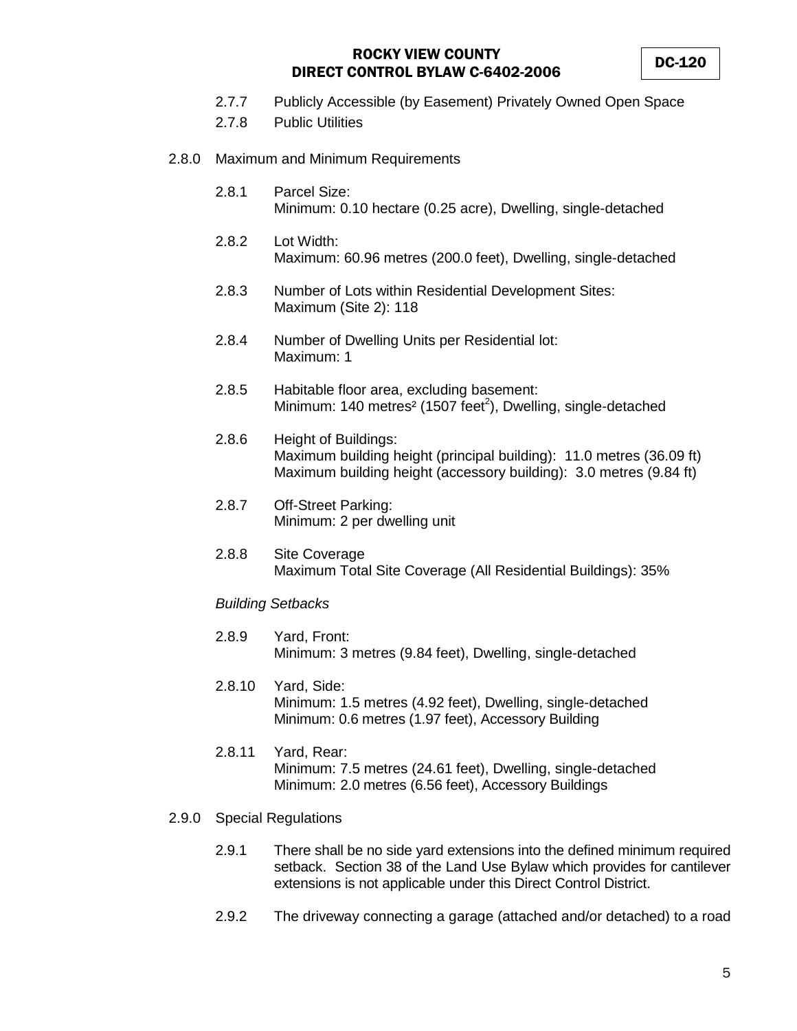2.7.7 Publicly Accessible (by Easement) Privately Owned Open Space

2.7.8 Public Utilities

2.8.0 Maximum and Minimum Requirements

2.8.1 Parcel Size:
Minimum: 0.10 hectare (0.25 acre), Dwelling, single-detached

2.8.2 Lot Width:
Maximum: 60.96 metres (200.0 feet), Dwelling, single-detached

2.8.3 Number of Lots within Residential Development Sites:
Maximum (Site 2): 118

2.8.4 Number of Dwelling Units per Residential lot:
Maximum: 1

2.8.5 Habitable floor area, excluding basement:
Minimum: 140 metres² (1507 feet²), Dwelling, single-detached

2.8.6 Height of Buildings:
Maximum building height (principal building): 11.0 metres (36.09 ft)
Maximum building height (accessory building): 3.0 metres (9.84 ft)

2.8.7 Off-Street Parking:
Minimum: 2 per dwelling unit

2.8.8 Site Coverage
Maximum Total Site Coverage (All Residential Buildings): 35%

*Building Setbacks*

2.8.9 Yard, Front:
Minimum: 3 metres (9.84 feet), Dwelling, single-detached

2.8.10 Yard, Side:
Minimum: 1.5 metres (4.92 feet), Dwelling, single-detached
Minimum: 0.6 metres (1.97 feet), Accessory Building

2.8.11 Yard, Rear:
Minimum: 7.5 metres (24.61 feet), Dwelling, single-detached
Minimum: 2.0 metres (6.56 feet), Accessory Buildings

2.9.0 Special Regulations

2.9.1 There shall be no side yard extensions into the defined minimum required setback. Section 38 of the Land Use Bylaw which provides for cantilever extensions is not applicable under this Direct Control District.

2.9.2 The driveway connecting a garage (attached and/or detached) to a road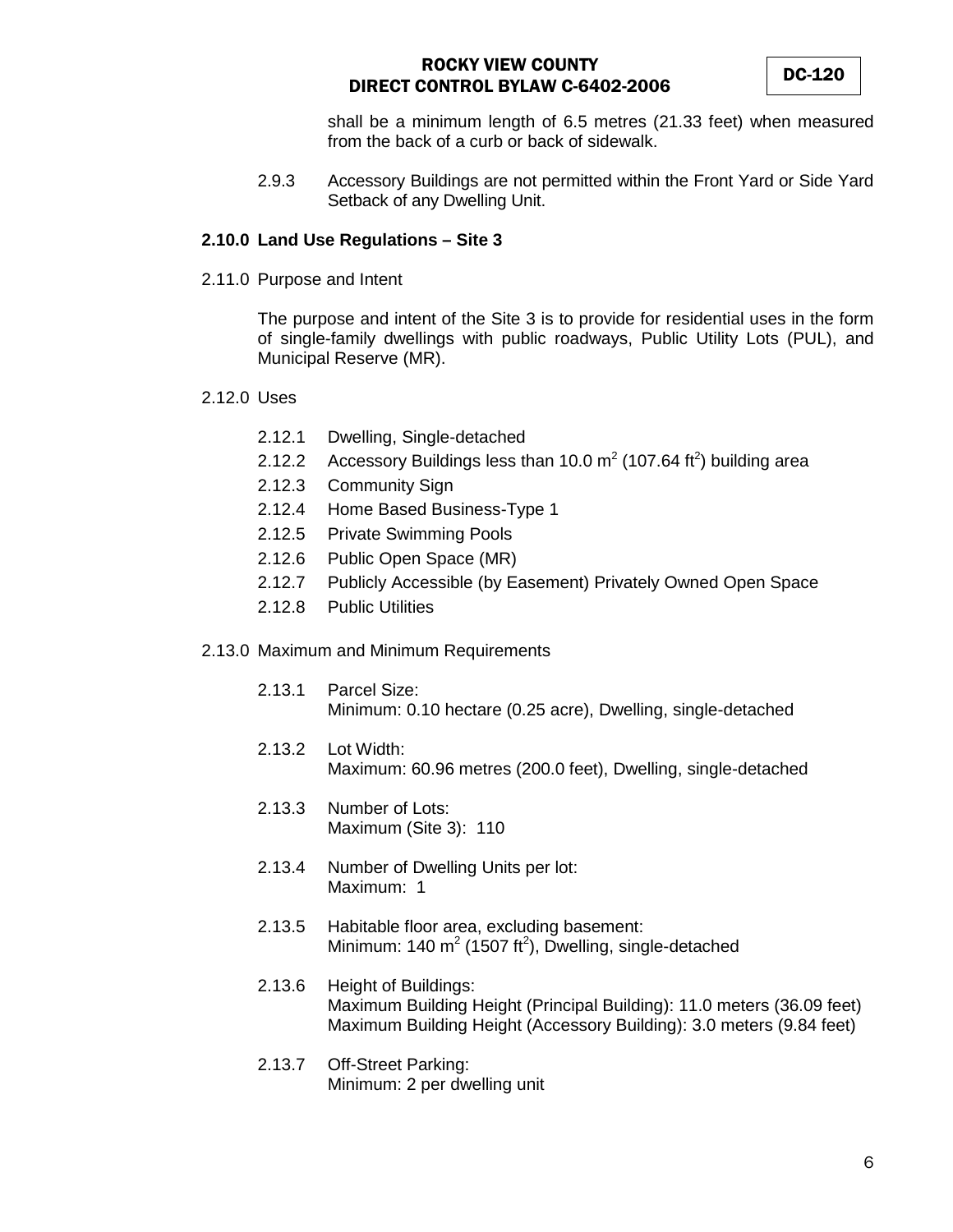shall be a minimum length of 6.5 metres (21.33 feet) when measured from the back of a curb or back of sidewalk.

2.9.3 Accessory Buildings are not permitted within the Front Yard or Side Yard Setback of any Dwelling Unit.

**2.10.0 Land Use Regulations – Site 3**

2.11.0 Purpose and Intent

The purpose and intent of the Site 3 is to provide for residential uses in the form of single-family dwellings with public roadways, Public Utility Lots (PUL), and Municipal Reserve (MR).

2.12.0 Uses

- 2.12.1 Dwelling, Single-detached
- 2.12.2 Accessory Buildings less than 10.0 $m^2$ (107.64 $ft^2$) building area
- 2.12.3 Community Sign
- 2.12.4 Home Based Business-Type 1
- 2.12.5 Private Swimming Pools
- 2.12.6 Public Open Space (MR)
- 2.12.7 Publicly Accessible (by Easement) Privately Owned Open Space
- 2.12.8 Public Utilities

2.13.0 Maximum and Minimum Requirements

2.13.1 Parcel Size:
Minimum: 0.10 hectare (0.25 acre), Dwelling, single-detached

2.13.2 Lot Width:
Maximum: 60.96 metres (200.0 feet), Dwelling, single-detached

2.13.3 Number of Lots:
Maximum (Site 3): 110

2.13.4 Number of Dwelling Units per lot:
Maximum: 1

2.13.5 Habitable floor area, excluding basement:
Minimum: 140 $m^2$ (1507 $ft^2$), Dwelling, single-detached

2.13.6 Height of Buildings:
Maximum Building Height (Principal Building): 11.0 meters (36.09 feet)
Maximum Building Height (Accessory Building): 3.0 meters (9.84 feet)

2.13.7 Off-Street Parking:
Minimum: 2 per dwelling unit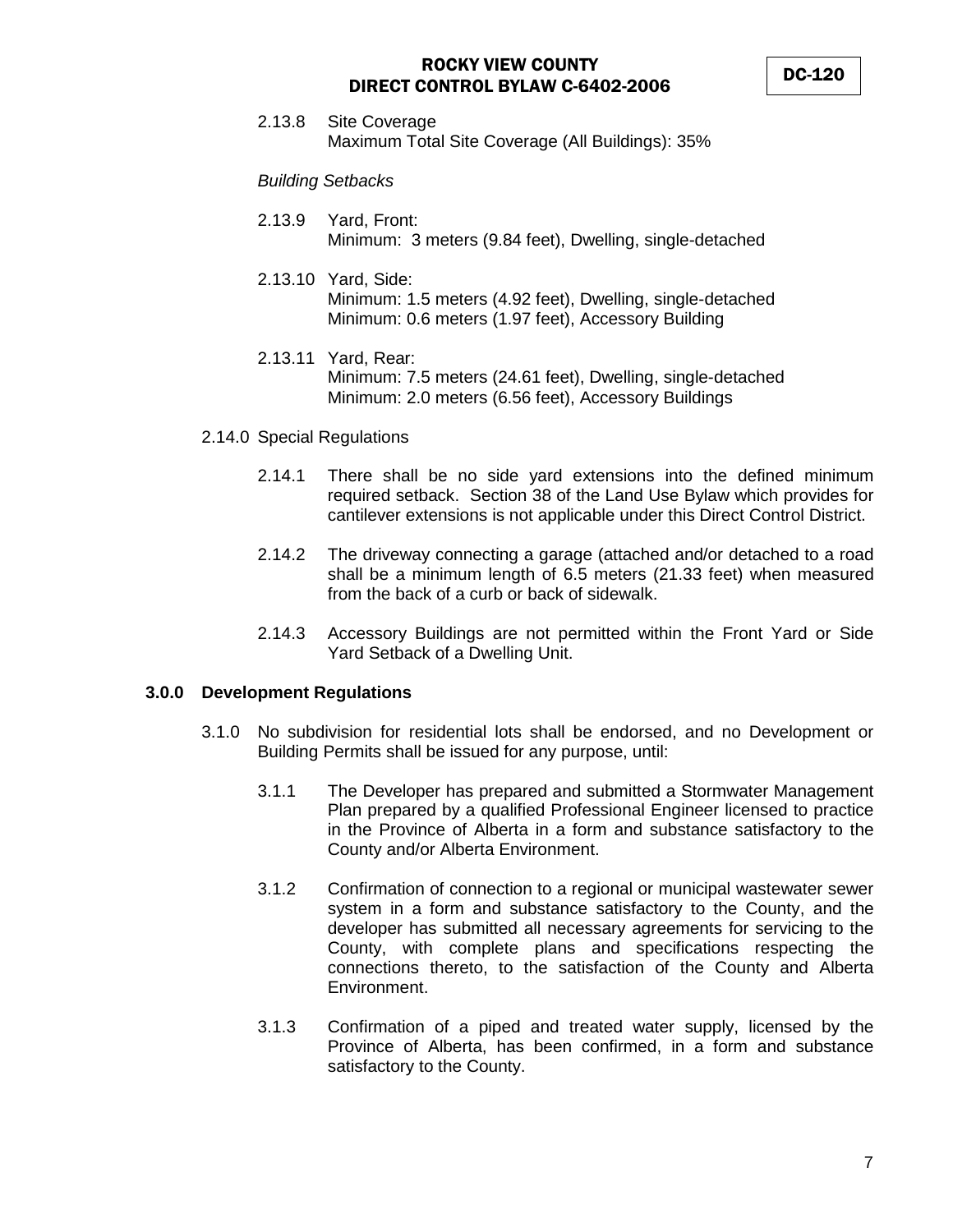2.13.8 Site Coverage
Maximum Total Site Coverage (All Buildings): 35%

*Building Setbacks*

2.13.9 Yard, Front:
Minimum: 3 meters (9.84 feet), Dwelling, single-detached

2.13.10 Yard, Side:
Minimum: 1.5 meters (4.92 feet), Dwelling, single-detached
Minimum: 0.6 meters (1.97 feet), Accessory Building

2.13.11 Yard, Rear:
Minimum: 7.5 meters (24.61 feet), Dwelling, single-detached
Minimum: 2.0 meters (6.56 feet), Accessory Buildings

2.14.0 Special Regulations

2.14.1 There shall be no side yard extensions into the defined minimum required setback. Section 38 of the Land Use Bylaw which provides for cantilever extensions is not applicable under this Direct Control District.

2.14.2 The driveway connecting a garage (attached and/or detached to a road shall be a minimum length of 6.5 meters (21.33 feet) when measured from the back of a curb or back of sidewalk.

2.14.3 Accessory Buildings are not permitted within the Front Yard or Side Yard Setback of a Dwelling Unit.

**3.0.0 Development Regulations**

3.1.0 No subdivision for residential lots shall be endorsed, and no Development or Building Permits shall be issued for any purpose, until:

3.1.1 The Developer has prepared and submitted a Stormwater Management Plan prepared by a qualified Professional Engineer licensed to practice in the Province of Alberta in a form and substance satisfactory to the County and/or Alberta Environment.

3.1.2 Confirmation of connection to a regional or municipal wastewater sewer system in a form and substance satisfactory to the County, and the developer has submitted all necessary agreements for servicing to the County, with complete plans and specifications respecting the connections thereto, to the satisfaction of the County and Alberta Environment.

3.1.3 Confirmation of a piped and treated water supply, licensed by the Province of Alberta, has been confirmed, in a form and substance satisfactory to the County.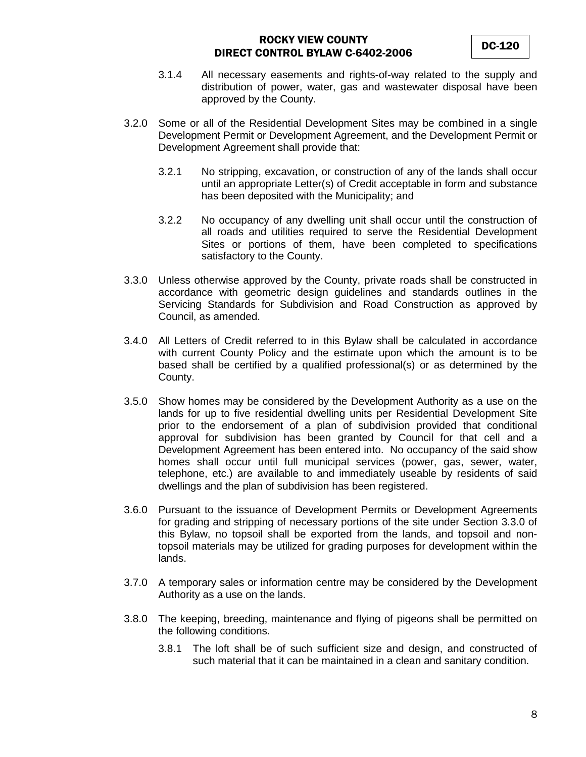3.1.4 All necessary easements and rights-of-way related to the supply and distribution of power, water, gas and wastewater disposal have been approved by the County.

3.2.0 Some or all of the Residential Development Sites may be combined in a single Development Permit or Development Agreement, and the Development Permit or Development Agreement shall provide that:

3.2.1 No stripping, excavation, or construction of any of the lands shall occur until an appropriate Letter(s) of Credit acceptable in form and substance has been deposited with the Municipality; and

3.2.2 No occupancy of any dwelling unit shall occur until the construction of all roads and utilities required to serve the Residential Development Sites or portions of them, have been completed to specifications satisfactory to the County.

3.3.0 Unless otherwise approved by the County, private roads shall be constructed in accordance with geometric design guidelines and standards outlines in the Servicing Standards for Subdivision and Road Construction as approved by Council, as amended.

3.4.0 All Letters of Credit referred to in this Bylaw shall be calculated in accordance with current County Policy and the estimate upon which the amount is to be based shall be certified by a qualified professional(s) or as determined by the County.

3.5.0 Show homes may be considered by the Development Authority as a use on the lands for up to five residential dwelling units per Residential Development Site prior to the endorsement of a plan of subdivision provided that conditional approval for subdivision has been granted by Council for that cell and a Development Agreement has been entered into. No occupancy of the said show homes shall occur until full municipal services (power, gas, sewer, water, telephone, etc.) are available to and immediately useable by residents of said dwellings and the plan of subdivision has been registered.

3.6.0 Pursuant to the issuance of Development Permits or Development Agreements for grading and stripping of necessary portions of the site under Section 3.3.0 of this Bylaw, no topsoil shall be exported from the lands, and topsoil and non-topsoil materials may be utilized for grading purposes for development within the lands.

3.7.0 A temporary sales or information centre may be considered by the Development Authority as a use on the lands.

3.8.0 The keeping, breeding, maintenance and flying of pigeons shall be permitted on the following conditions.

3.8.1 The loft shall be of such sufficient size and design, and constructed of such material that it can be maintained in a clean and sanitary condition.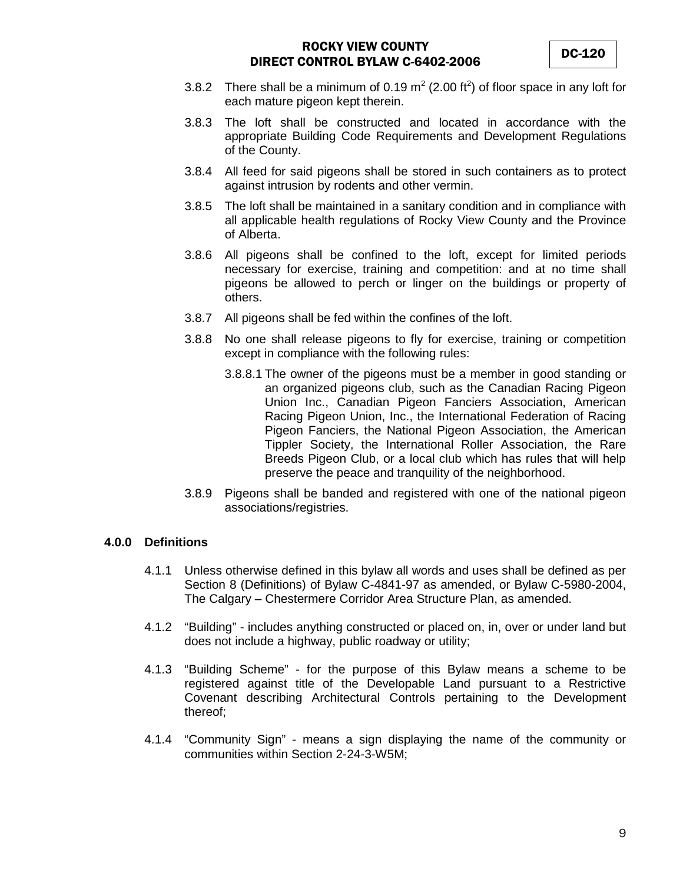3.8.2 There shall be a minimum of 0.19 $m^2$ (2.00 $ft^2$) of floor space in any loft for each mature pigeon kept therein.

3.8.3 The loft shall be constructed and located in accordance with the appropriate Building Code Requirements and Development Regulations of the County.

3.8.4 All feed for said pigeons shall be stored in such containers as to protect against intrusion by rodents and other vermin.

3.8.5 The loft shall be maintained in a sanitary condition and in compliance with all applicable health regulations of Rocky View County and the Province of Alberta.

3.8.6 All pigeons shall be confined to the loft, except for limited periods necessary for exercise, training and competition: and at no time shall pigeons be allowed to perch or linger on the buildings or property of others.

3.8.7 All pigeons shall be fed within the confines of the loft.

3.8.8 No one shall release pigeons to fly for exercise, training or competition except in compliance with the following rules:

3.8.8.1 The owner of the pigeons must be a member in good standing or an organized pigeons club, such as the Canadian Racing Pigeon Union Inc., Canadian Pigeon Fanciers Association, American Racing Pigeon Union, Inc., the International Federation of Racing Pigeon Fanciers, the National Pigeon Association, the American Tippler Society, the International Roller Association, the Rare Breeds Pigeon Club, or a local club which has rules that will help preserve the peace and tranquility of the neighborhood.

3.8.9 Pigeons shall be banded and registered with one of the national pigeon associations/registries.

## 4.0.0 Definitions

4.1.1 Unless otherwise defined in this bylaw all words and uses shall be defined as per Section 8 (Definitions) of Bylaw C-4841-97 as amended, or Bylaw C-5980-2004, The Calgary – Chestermere Corridor Area Structure Plan, as amended.

4.1.2 "Building" - includes anything constructed or placed on, in, over or under land but does not include a highway, public roadway or utility;

4.1.3 "Building Scheme" - for the purpose of this Bylaw means a scheme to be registered against title of the Developable Land pursuant to a Restrictive Covenant describing Architectural Controls pertaining to the Development thereof;

4.1.4 "Community Sign" - means a sign displaying the name of the community or communities within Section 2-24-3-W5M;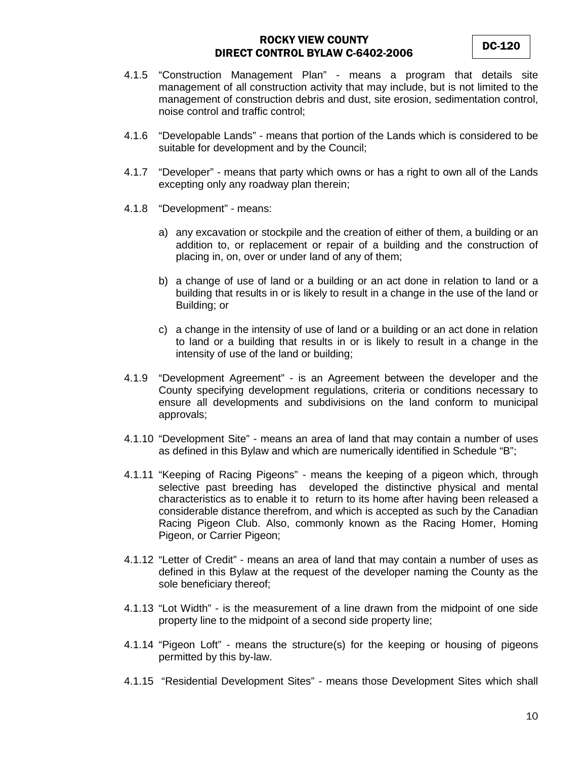4.1.5 "Construction Management Plan" - means a program that details site management of all construction activity that may include, but is not limited to the management of construction debris and dust, site erosion, sedimentation control, noise control and traffic control;

4.1.6 "Developable Lands" - means that portion of the Lands which is considered to be suitable for development and by the Council;

4.1.7 "Developer" - means that party which owns or has a right to own all of the Lands excepting only any roadway plan therein;

4.1.8 "Development" - means:

a) any excavation or stockpile and the creation of either of them, a building or an addition to, or replacement or repair of a building and the construction of placing in, on, over or under land of any of them;

b) a change of use of land or a building or an act done in relation to land or a building that results in or is likely to result in a change in the use of the land or Building; or

c) a change in the intensity of use of land or a building or an act done in relation to land or a building that results in or is likely to result in a change in the intensity of use of the land or building;

4.1.9 "Development Agreement" - is an Agreement between the developer and the County specifying development regulations, criteria or conditions necessary to ensure all developments and subdivisions on the land conform to municipal approvals;

4.1.10 "Development Site" - means an area of land that may contain a number of uses as defined in this Bylaw and which are numerically identified in Schedule "B";

4.1.11 "Keeping of Racing Pigeons" - means the keeping of a pigeon which, through selective past breeding has developed the distinctive physical and mental characteristics as to enable it to return to its home after having been released a considerable distance therefrom, and which is accepted as such by the Canadian Racing Pigeon Club. Also, commonly known as the Racing Homer, Homing Pigeon, or Carrier Pigeon;

4.1.12 "Letter of Credit" - means an area of land that may contain a number of uses as defined in this Bylaw at the request of the developer naming the County as the sole beneficiary thereof;

4.1.13 "Lot Width" - is the measurement of a line drawn from the midpoint of one side property line to the midpoint of a second side property line;

4.1.14 "Pigeon Loft" - means the structure(s) for the keeping or housing of pigeons permitted by this by-law.

4.1.15 "Residential Development Sites" - means those Development Sites which shall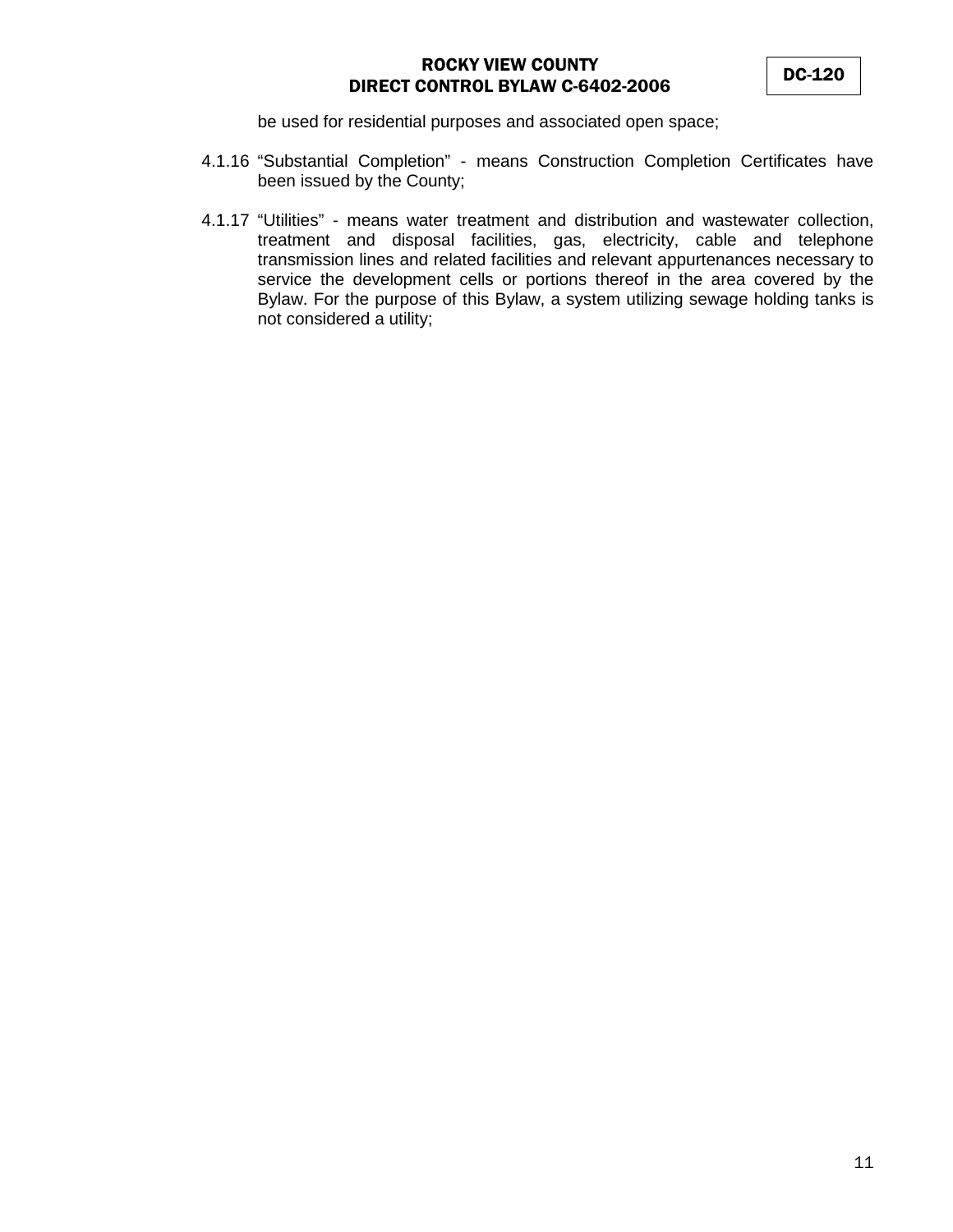be used for residential purposes and associated open space;

4.1.16 "Substantial Completion" - means Construction Completion Certificates have been issued by the County;

4.1.17 "Utilities" - means water treatment and distribution and wastewater collection, treatment and disposal facilities, gas, electricity, cable and telephone transmission lines and related facilities and relevant appurtenances necessary to service the development cells or portions thereof in the area covered by the Bylaw. For the purpose of this Bylaw, a system utilizing sewage holding tanks is not considered a utility;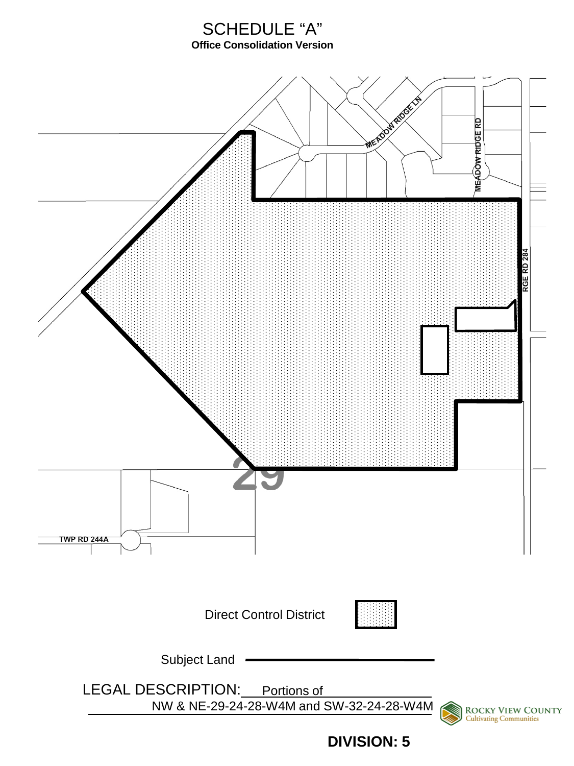# SCHEDULE "A"

**Office Consolidation Version**

MEADOW RIDGE LN

MEADOW RIDGE RD

RGE RD 284

TWP RD 244A

29

Direct Control District

Subject Land

LEGAL DESCRIPTION: Portions of NW & NE-29-24-28-W4M and SW-32-24-28-W4M

ROCKY VIEW COUNTY
Cultivating Communities

**DIVISION: 5**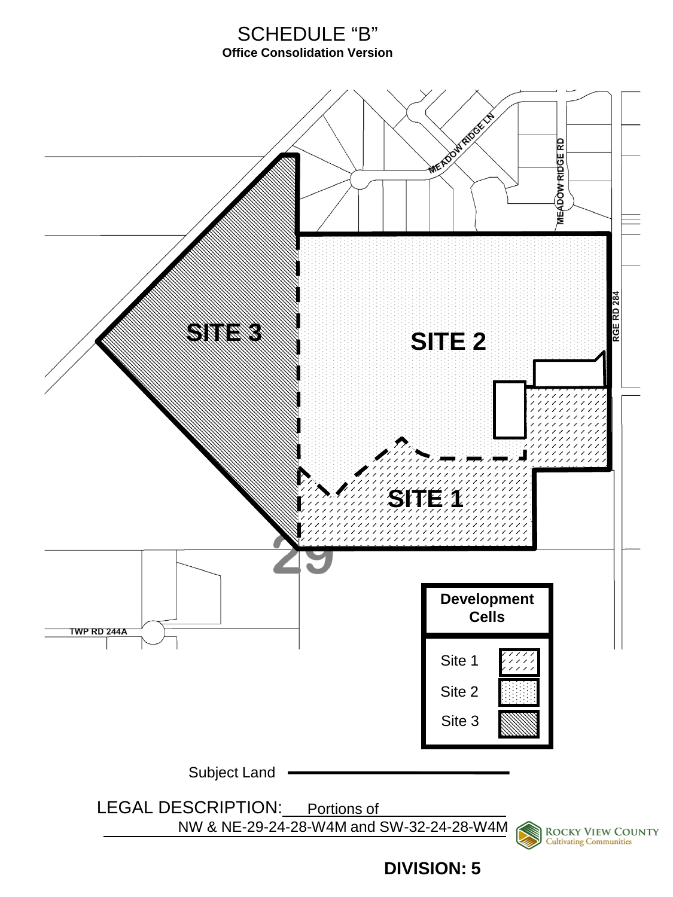# SCHEDULE "B"

**Office Consolidation Version**

MEADOW RIDGE LN

MEADOW RIDGE RD

RGE RD 284

SITE 3

SITE 2

SITE 1

29

TWP RD 244A

**Development Cells**

Site 1

Site 2

Site 3

Subject Land

LEGAL DESCRIPTION: Portions of NW & NE-29-24-28-W4M and SW-32-24-28-W4M

ROCKY VIEW COUNTY
Cultivating Communities

**DIVISION: 5**